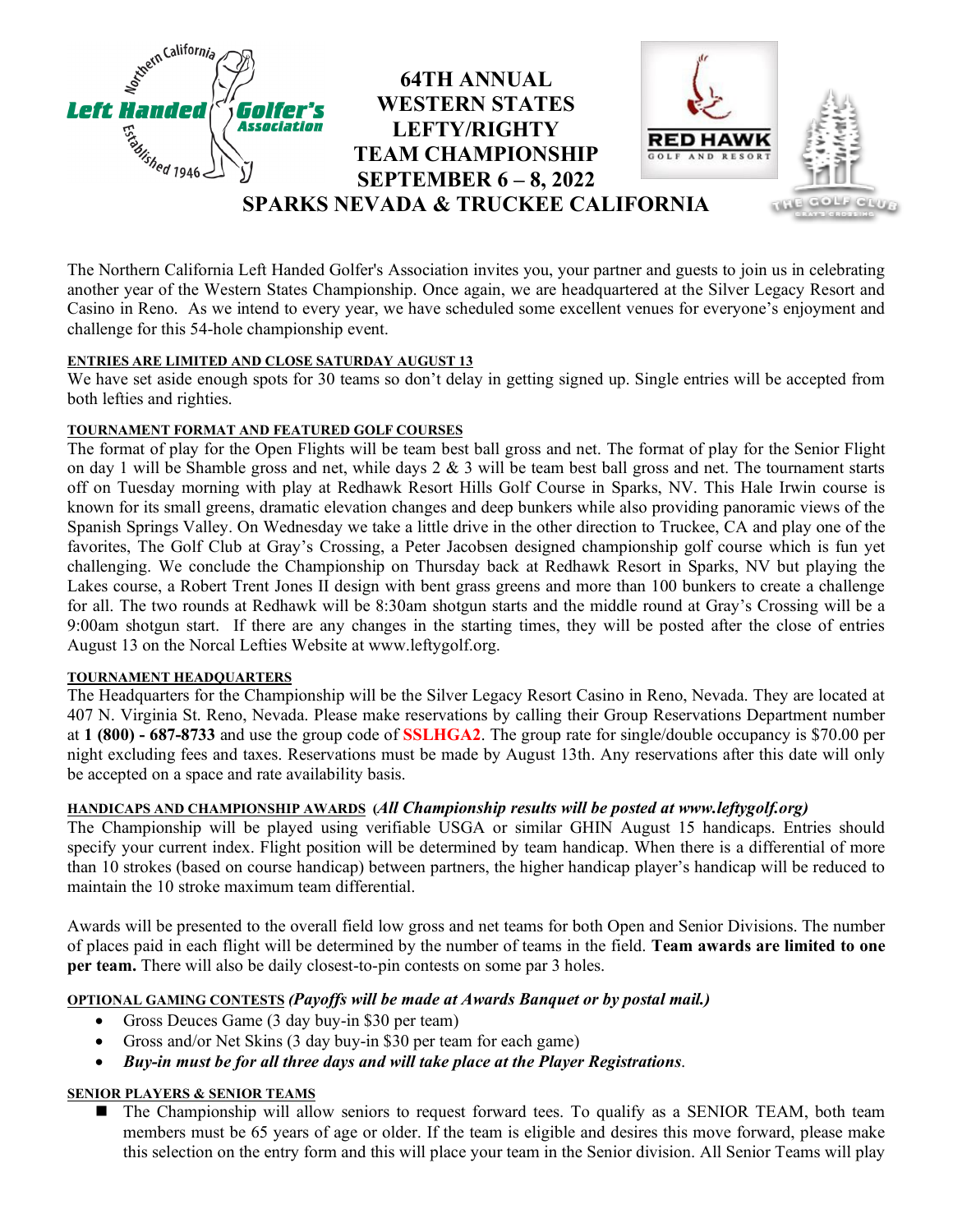# 64TH ANNUAL WESTERN STATES LEFTY/RIGHTY TEAM CHAMPIONSHIP

## SEPTEMBER 6 – 8, 2022

## SPARKS NEVADA & TRUCKEE CALIFORNIA

The Northern California Left Handed Golfer's Association invites you, your partner and guests to join us in celebrating another year of the Western States Championship. Once again, we are headquartered at the Silver Legacy Resort and Casino in Reno. As we intend to every year, we have scheduled some excellent venues for everyone's enjoyment and challenge for this 54-hole championship event.

**ENTRIES ARE LIMITED AND CLOSE SATURDAY AUGUST 13**

We have set aside enough spots for 30 teams so don't delay in getting signed up. Single entries will be accepted from both lefties and righties.

**TOURNAMENT FORMAT AND FEATURED GOLF COURSES**

The format of play for the Open Flights will be team best ball gross and net. The format of play for the Senior Flight on day 1 will be Shamble gross and net, while days 2 & 3 will be team best ball gross and net. The tournament starts off on Tuesday morning with play at Redhawk Resort Hills Golf Course in Sparks, NV. This Hale Irwin course is known for its small greens, dramatic elevation changes and deep bunkers while also providing panoramic views of the Spanish Springs Valley. On Wednesday we take a little drive in the other direction to Truckee, CA and play one of the favorites, The Golf Club at Gray's Crossing, a Peter Jacobsen designed championship golf course which is fun yet challenging. We conclude the Championship on Thursday back at Redhawk Resort in Sparks, NV but playing the Lakes course, a Robert Trent Jones II design with bent grass greens and more than 100 bunkers to create a challenge for all. The two rounds at Redhawk will be 8:30am shotgun starts and the middle round at Gray's Crossing will be a 9:00am shotgun start. If there are any changes in the starting times, they will be posted after the close of entries August 13 on the Norcal Lefties Website at www.leftygolf.org.

**TOURNAMENT HEADQUARTERS**

The Headquarters for the Championship will be the Silver Legacy Resort Casino in Reno, Nevada. They are located at 407 N. Virginia St. Reno, Nevada. Please make reservations by calling their Group Reservations Department number at **1 (800) - 687-8733** and use the group code of **SSLHGA2**. The group rate for single/double occupancy is $70.00 per night excluding fees and taxes. Reservations must be made by August 13th. Any reservations after this date will only be accepted on a space and rate availability basis.

**HANDICAPS AND CHAMPIONSHIP AWARDS** ***(All Championship results will be posted at www.leftygolf.org)***

The Championship will be played using verifiable USGA or similar GHIN August 15 handicaps. Entries should specify your current index. Flight position will be determined by team handicap. When there is a differential of more than 10 strokes (based on course handicap) between partners, the higher handicap player's handicap will be reduced to maintain the 10 stroke maximum team differential.

Awards will be presented to the overall field low gross and net teams for both Open and Senior Divisions. The number of places paid in each flight will be determined by the number of teams in the field. **Team awards are limited to one per team.** There will also be daily closest-to-pin contests on some par 3 holes.

**OPTIONAL GAMING CONTESTS** ***(Payoffs will be made at Awards Banquet or by postal mail.)***

- Gross Deuces Game (3 day buy-in $30 per team)
- Gross and/or Net Skins (3 day buy-in $30 per team for each game)
- ***Buy-in must be for all three days and will take place at the Player Registrations.***

**SENIOR PLAYERS & SENIOR TEAMS**

- The Championship will allow seniors to request forward tees. To qualify as a SENIOR TEAM, both team members must be 65 years of age or older. If the team is eligible and desires this move forward, please make this selection on the entry form and this will place your team in the Senior division. All Senior Teams will play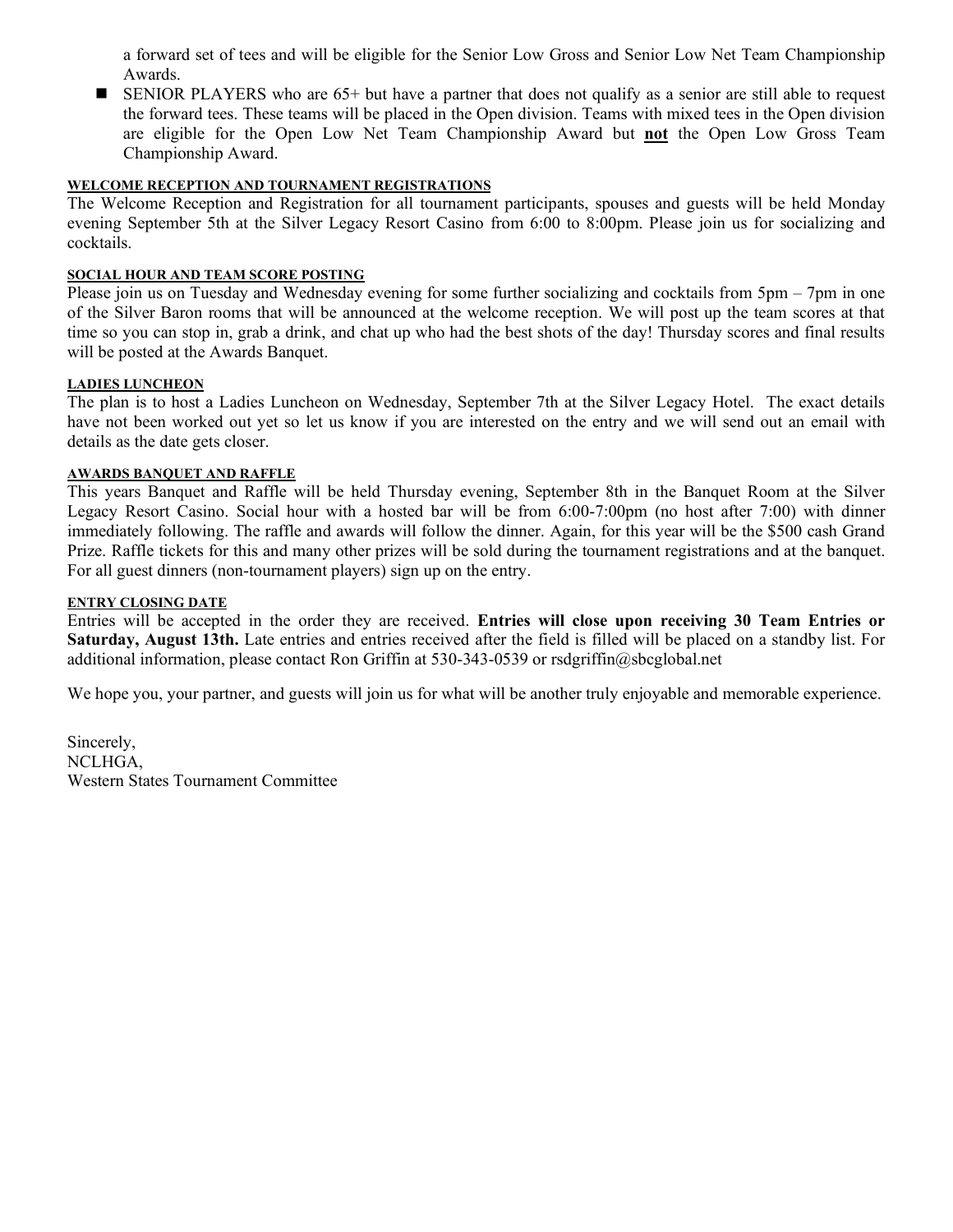a forward set of tees and will be eligible for the Senior Low Gross and Senior Low Net Team Championship Awards.

- SENIOR PLAYERS who are 65+ but have a partner that does not qualify as a senior are still able to request the forward tees. These teams will be placed in the Open division. Teams with mixed tees in the Open division are eligible for the Open Low Net Team Championship Award but **not** the Open Low Gross Team Championship Award.

#### WELCOME RECEPTION AND TOURNAMENT REGISTRATIONS

The Welcome Reception and Registration for all tournament participants, spouses and guests will be held Monday evening September 5th at the Silver Legacy Resort Casino from 6:00 to 8:00pm. Please join us for socializing and cocktails.

#### SOCIAL HOUR AND TEAM SCORE POSTING

Please join us on Tuesday and Wednesday evening for some further socializing and cocktails from 5pm – 7pm in one of the Silver Baron rooms that will be announced at the welcome reception. We will post up the team scores at that time so you can stop in, grab a drink, and chat up who had the best shots of the day! Thursday scores and final results will be posted at the Awards Banquet.

#### LADIES LUNCHEON

The plan is to host a Ladies Luncheon on Wednesday, September 7th at the Silver Legacy Hotel. The exact details have not been worked out yet so let us know if you are interested on the entry and we will send out an email with details as the date gets closer.

#### AWARDS BANQUET AND RAFFLE

This years Banquet and Raffle will be held Thursday evening, September 8th in the Banquet Room at the Silver Legacy Resort Casino. Social hour with a hosted bar will be from 6:00-7:00pm (no host after 7:00) with dinner immediately following. The raffle and awards will follow the dinner. Again, for this year will be the $500 cash Grand Prize. Raffle tickets for this and many other prizes will be sold during the tournament registrations and at the banquet. For all guest dinners (non-tournament players) sign up on the entry.

#### ENTRY CLOSING DATE

Entries will be accepted in the order they are received. **Entries will close upon receiving 30 Team Entries or Saturday, August 13th.** Late entries and entries received after the field is filled will be placed on a standby list. For additional information, please contact Ron Griffin at 530-343-0539 or rsdgriffin@sbcglobal.net

We hope you, your partner, and guests will join us for what will be another truly enjoyable and memorable experience.

Sincerely,
NCLHGA,
Western States Tournament Committee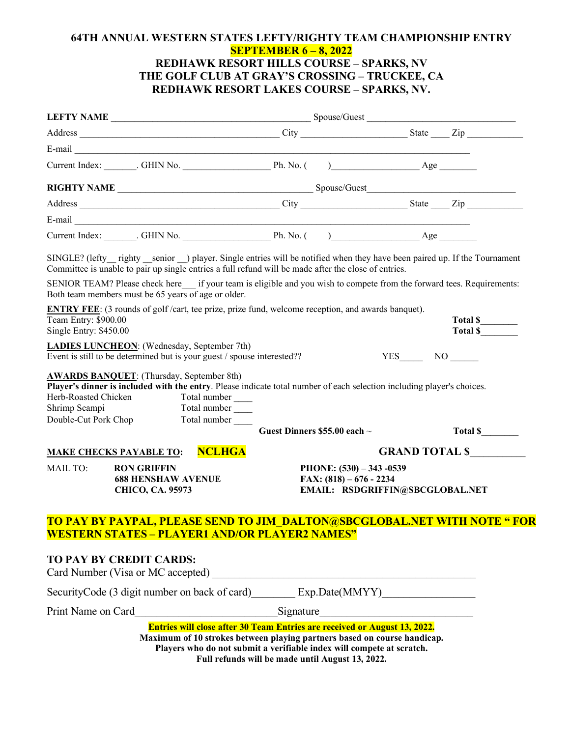# 64TH ANNUAL WESTERN STATES LEFTY/RIGHTY TEAM CHAMPIONSHIP ENTRY

## SEPTEMBER 6 – 8, 2022

## REDHAWK RESORT HILLS COURSE – SPARKS, NV
## THE GOLF CLUB AT GRAY'S CROSSING – TRUCKEE, CA
## REDHAWK RESORT LAKES COURSE – SPARKS, NV.

**LEFTY NAME** ________________________________________ Spouse/Guest ______________________________

Address ________________________________________ City ______________________ State ____ Zip ____________

E-mail ____________________________________________________________________________

Current Index: _______. GHIN No. __________________ Ph. No. (      )__________________ Age ________

**RIGHTY NAME** ________________________________________ Spouse/Guest______________________________

Address ________________________________________ City ______________________ State ____ Zip ____________

E-mail ____________________________________________________________________________

Current Index: _______. GHIN No. __________________ Ph. No. (      )__________________ Age ________

SINGLE? (lefty__ righty __senior __) player. Single entries will be notified when they have been paired up. If the Tournament Committee is unable to pair up single entries a full refund will be made after the close of entries.

SENIOR TEAM? Please check here___ if your team is eligible and you wish to compete from the forward tees. Requirements: Both team members must be 65 years of age or older.

**ENTRY FEE**: (3 rounds of golf /cart, tee prize, prize fund, welcome reception, and awards banquet).

Team Entry: $900.00 **Total $**________

Single Entry: $450.00 **Total $**________

**LADIES LUNCHEON**: (Wednesday, September 7th)

Event is still to be determined but is your guest / spouse interested?? YES_____ NO ______

**AWARDS BANQUET**: (Thursday, September 8th)

**Player's dinner is included with the entry**. Please indicate total number of each selection including player's choices.

Herb-Roasted Chicken Total number ____

Shrimp Scampi Total number ____

Double-Cut Pork Chop Total number ____

**Guest Dinners $55.00 each ~** **Total $**________

**MAKE CHECKS PAYABLE TO: NCLHGA** **GRAND TOTAL $**__________

MAIL TO: **RON GRIFFIN**
**688 HENSHAW AVENUE**
**CHICO, CA. 95973**

**PHONE: (530) – 343 -0539**
**FAX: (818) – 676 - 2234**
**EMAIL: RSDGRIFFIN@SBCGLOBAL.NET**

**TO PAY BY PAYPAL, PLEASE SEND TO JIM_DALTON@SBCGLOBAL.NET WITH NOTE " FOR WESTERN STATES – PLAYER1 AND/OR PLAYER2 NAMES"**

**TO PAY BY CREDIT CARDS:**

Card Number (Visa or MC accepted) ____________________________________________

SecurityCode (3 digit number on back of card)________ Exp.Date(MMYY)________________

Print Name on Card_________________________Signature___________________________

**Entries will close after 30 Team Entries are received or August 13, 2022.**
**Maximum of 10 strokes between playing partners based on course handicap.**
**Players who do not submit a verifiable index will compete at scratch.**
**Full refunds will be made until August 13, 2022.**